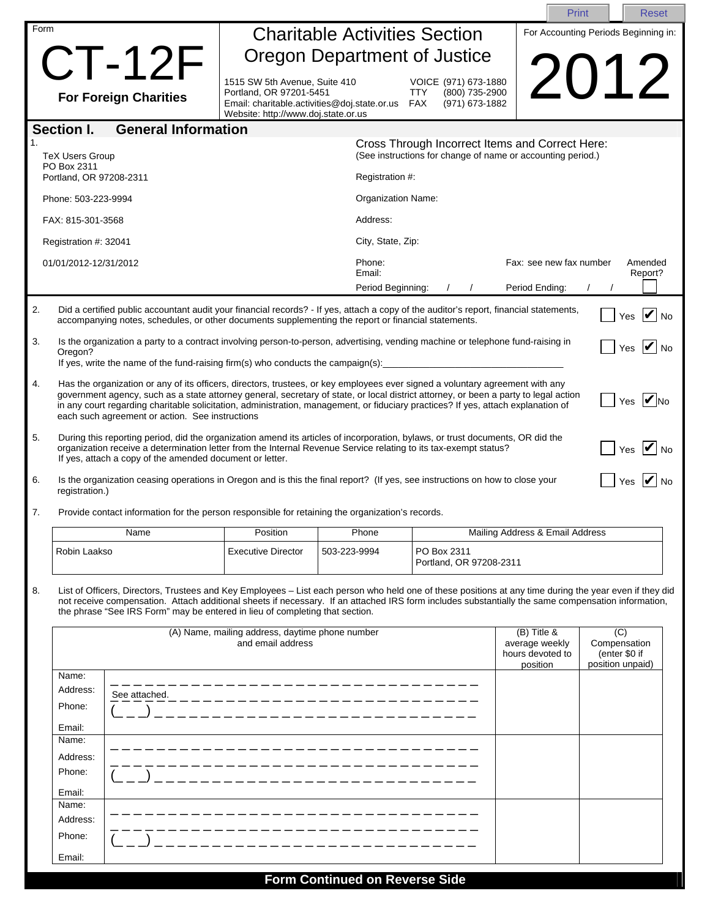Print Reset

Form

# CT-12F

**For Foreign Charities**

## Charitable Activities Section
## Oregon Department of Justice

1515 SW 5th Avenue, Suite 410
Portland, OR 97201-5451
Email: charitable.activities@doj.state.or.us
Website: http://www.doj.state.or.us

VOICE (971) 673-1880
TTY (800) 735-2900
FAX (971) 673-1882

For Accounting Periods Beginning in:

# 2012

## Section I. General Information

1.

TeX Users Group
PO Box 2311
Portland, OR 97208-2311

Phone: 503-223-9994

FAX: 815-301-3568

Registration #: 32041

01/01/2012-12/31/2012

Cross Through Incorrect Items and Correct Here:
(See instructions for change of name or accounting period.)

Registration #:

Organization Name:

Address:

City, State, Zip:

Phone:
Email:

Fax: see new fax number

Amended Report? ☐

Period Beginning: / /

Period Ending: / /

2. Did a certified public accountant audit your financial records? - If yes, attach a copy of the auditor's report, financial statements, accompanying notes, schedules, or other documents supplementing the report or financial statements. ☐ Yes ☑ No

3. Is the organization a party to a contract involving person-to-person, advertising, vending machine or telephone fund-raising in Oregon? ☐ Yes ☑ No
If yes, write the name of the fund-raising firm(s) who conducts the campaign(s):\_\_\_\_\_\_\_\_\_\_\_\_\_\_\_\_\_\_\_\_

4. Has the organization or any of its officers, directors, trustees, or key employees ever signed a voluntary agreement with any government agency, such as a state attorney general, secretary of state, or local district attorney, or been a party to legal action in any court regarding charitable solicitation, administration, management, or fiduciary practices? If yes, attach explanation of each such agreement or action. See instructions ☐ Yes ☑ No

5. During this reporting period, did the organization amend its articles of incorporation, bylaws, or trust documents, OR did the organization receive a determination letter from the Internal Revenue Service relating to its tax-exempt status? If yes, attach a copy of the amended document or letter. ☐ Yes ☑ No

6. Is the organization ceasing operations in Oregon and is this the final report? (If yes, see instructions on how to close your registration.) ☐ Yes ☑ No

7. Provide contact information for the person responsible for retaining the organization's records.

| Name | Position | Phone | Mailing Address & Email Address |
|---|---|---|---|
| Robin Laakso | Executive Director | 503-223-9994 | PO Box 2311<br>Portland, OR 97208-2311 |

8. List of Officers, Directors, Trustees and Key Employees – List each person who held one of these positions at any time during the year even if they did not receive compensation. Attach additional sheets if necessary. If an attached IRS form includes substantially the same compensation information, the phrase "See IRS Form" may be entered in lieu of completing that section.

| (A) Name, mailing address, daytime phone number and email address | | (B) Title & average weekly hours devoted to position | (C) Compensation (enter $0 if position unpaid) |
|---|---|---|---|
| Name:<br>Address:<br>Phone:<br>Email: | <br>See attached.<br>( ) | | |
| Name:<br>Address:<br>Phone:<br>Email: | <br><br>( ) | | |
| Name:<br>Address:<br>Phone:<br>Email: | <br><br>( ) | | |

**Form Continued on Reverse Side**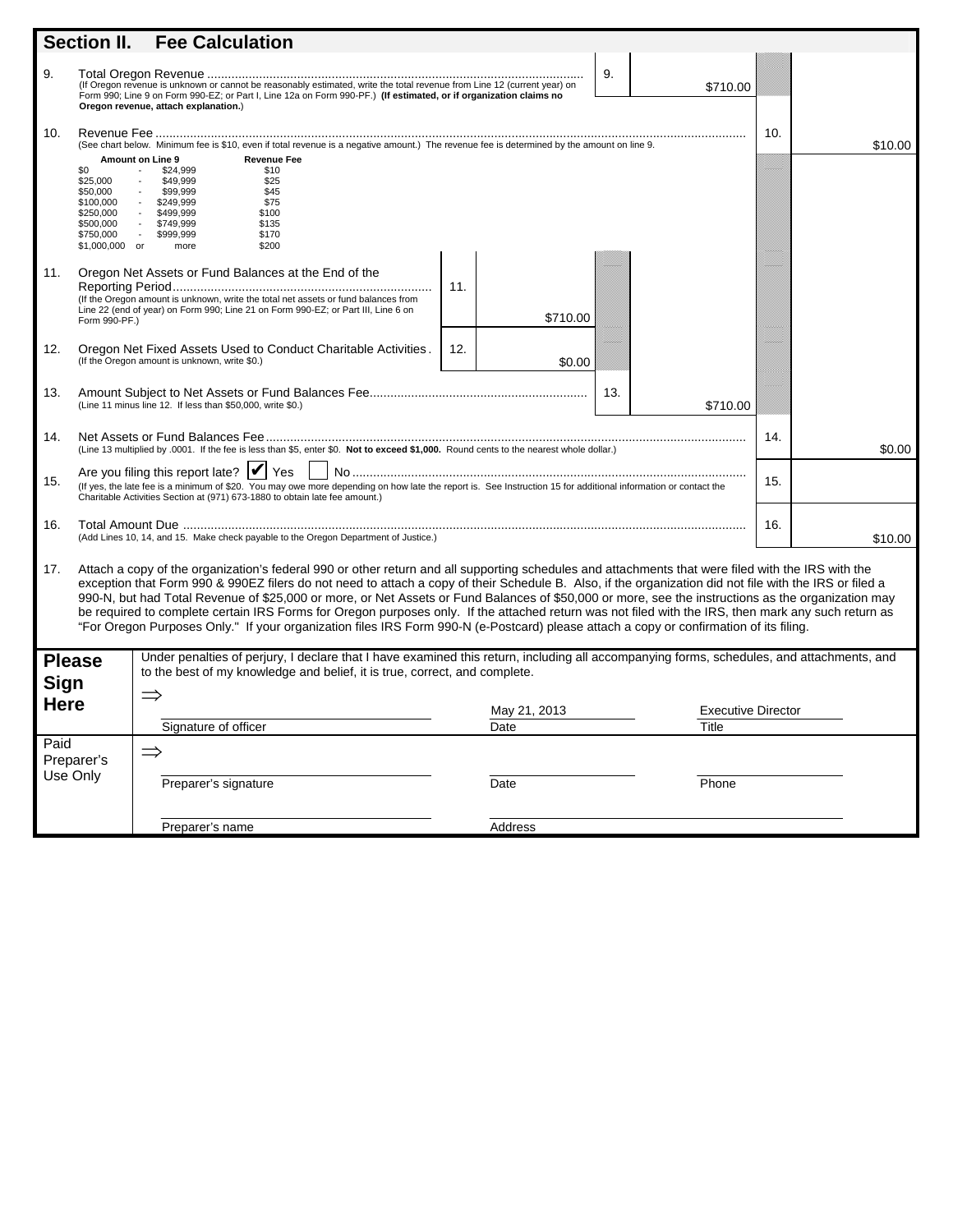## Section II. Fee Calculation

**9.** Total Oregon Revenue ............................................................ **9.** $710.00

(If Oregon revenue is unknown or cannot be reasonably estimated, write the total revenue from Line 12 (current year) on Form 990; Line 9 on Form 990-EZ; or Part I, Line 12a on Form 990-PF.) **(If estimated, or if organization claims no Oregon revenue, attach explanation.)**

**10.** Revenue Fee ............................................................ **10.** $10.00

(See chart below. Minimum fee is $10, even if total revenue is a negative amount.) The revenue fee is determined by the amount on line 9.

| Amount on Line 9 | Revenue Fee |
|---|---|
| $0 - $24,999 | $10 |
| $25,000 - $49,999 | $25 |
| $50,000 - $99,999 | $45 |
| $100,000 - $249,999 | $75 |
| $250,000 - $499,999 | $100 |
| $500,000 - $749,999 | $135 |
| $750,000 - $999,999 | $170 |
| $1,000,000 or more | $200 |

**11.** Oregon Net Assets or Fund Balances at the End of the Reporting Period ............................................................ **11.** $710.00

(If the Oregon amount is unknown, write the total net assets or fund balances from Line 22 (end of year) on Form 990; Line 21 on Form 990-EZ; or Part III, Line 6 on Form 990-PF.)

**12.** Oregon Net Fixed Assets Used to Conduct Charitable Activities . **12.** $0.00

(If the Oregon amount is unknown, write $0.)

**13.** Amount Subject to Net Assets or Fund Balances Fee ............................................................ **13.** $710.00

(Line 11 minus line 12. If less than $50,000, write $0.)

**14.** Net Assets or Fund Balances Fee ............................................................ **14.** $0.00

(Line 13 multiplied by .0001. If the fee is less than $5, enter $0. **Not to exceed $1,000.** Round cents to the nearest whole dollar.)

**15.** Are you filing this report late? ☑ Yes ☐ No ............................................................ **15.**

(If yes, the late fee is a minimum of $20. You may owe more depending on how late the report is. See Instruction 15 for additional information or contact the Charitable Activities Section at (971) 673-1880 to obtain late fee amount.)

**16.** Total Amount Due ............................................................ **16.** $10.00

(Add Lines 10, 14, and 15. Make check payable to the Oregon Department of Justice.)

**17.** Attach a copy of the organization's federal 990 or other return and all supporting schedules and attachments that were filed with the IRS with the exception that Form 990 & 990EZ filers do not need to attach a copy of their Schedule B. Also, if the organization did not file with the IRS or filed a 990-N, but had Total Revenue of $25,000 or more, or Net Assets or Fund Balances of $50,000 or more, see the instructions as the organization may be required to complete certain IRS Forms for Oregon purposes only. If the attached return was not filed with the IRS, then mark any such return as "For Oregon Purposes Only." If your organization files IRS Form 990-N (e-Postcard) please attach a copy or confirmation of its filing.

**Please Sign Here**

Under penalties of perjury, I declare that I have examined this return, including all accompanying forms, schedules, and attachments, and to the best of my knowledge and belief, it is true, correct, and complete.

⇒

| Signature of officer | Date: May 21, 2013 | Title: Executive Director |
|---|---|---|

**Paid Preparer's Use Only**

⇒

| Preparer's signature | Date | Phone |
|---|---|---|
| Preparer's name | Address | |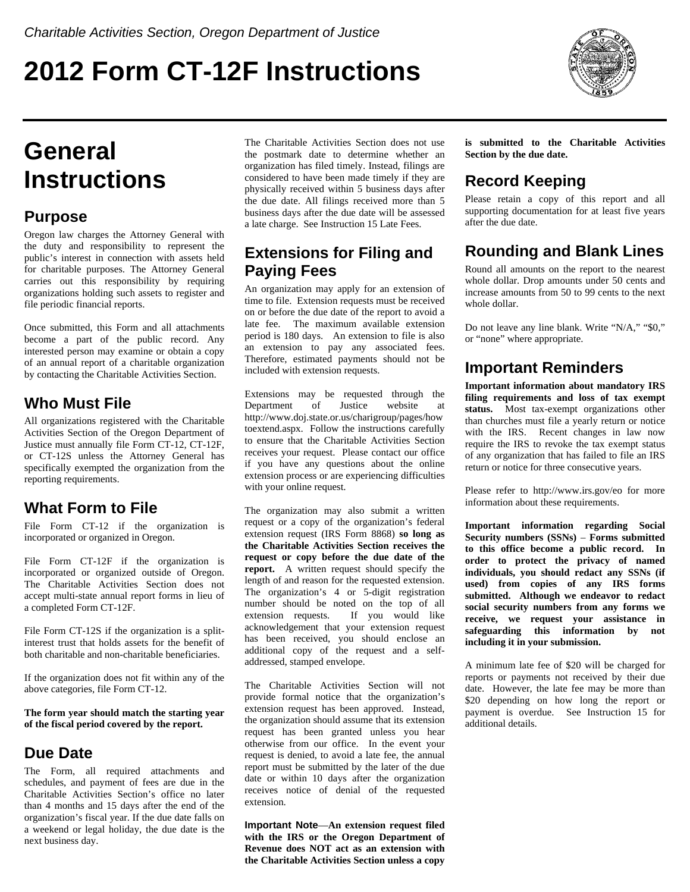*Charitable Activities Section, Oregon Department of Justice*

# 2012 Form CT-12F Instructions

# General Instructions

## Purpose

Oregon law charges the Attorney General with the duty and responsibility to represent the public's interest in connection with assets held for charitable purposes. The Attorney General carries out this responsibility by requiring organizations holding such assets to register and file periodic financial reports.

Once submitted, this Form and all attachments become a part of the public record. Any interested person may examine or obtain a copy of an annual report of a charitable organization by contacting the Charitable Activities Section.

## Who Must File

All organizations registered with the Charitable Activities Section of the Oregon Department of Justice must annually file Form CT-12, CT-12F, or CT-12S unless the Attorney General has specifically exempted the organization from the reporting requirements.

## What Form to File

File Form CT-12 if the organization is incorporated or organized in Oregon.

File Form CT-12F if the organization is incorporated or organized outside of Oregon. The Charitable Activities Section does not accept multi-state annual report forms in lieu of a completed Form CT-12F.

File Form CT-12S if the organization is a split-interest trust that holds assets for the benefit of both charitable and non-charitable beneficiaries.

If the organization does not fit within any of the above categories, file Form CT-12.

**The form year should match the starting year of the fiscal period covered by the report.**

## Due Date

The Form, all required attachments and schedules, and payment of fees are due in the Charitable Activities Section's office no later than 4 months and 15 days after the end of the organization's fiscal year. If the due date falls on a weekend or legal holiday, the due date is the next business day.

The Charitable Activities Section does not use the postmark date to determine whether an organization has filed timely. Instead, filings are considered to have been made timely if they are physically received within 5 business days after the due date. All filings received more than 5 business days after the due date will be assessed a late charge. See Instruction 15 Late Fees.

## Extensions for Filing and Paying Fees

An organization may apply for an extension of time to file. Extension requests must be received on or before the due date of the report to avoid a late fee. The maximum available extension period is 180 days. An extension to file is also an extension to pay any associated fees. Therefore, estimated payments should not be included with extension requests.

Extensions may be requested through the Department of Justice website at http://www.doj.state.or.us/charigroup/pages/howtoextend.aspx. Follow the instructions carefully to ensure that the Charitable Activities Section receives your request. Please contact our office if you have any questions about the online extension process or are experiencing difficulties with your online request.

The organization may also submit a written request or a copy of the organization's federal extension request (IRS Form 8868) **so long as the Charitable Activities Section receives the request or copy before the due date of the report.** A written request should specify the length of and reason for the requested extension. The organization's 4 or 5-digit registration number should be noted on the top of all extension requests. If you would like acknowledgement that your extension request has been received, you should enclose an additional copy of the request and a self-addressed, stamped envelope.

The Charitable Activities Section will not provide formal notice that the organization's extension request has been approved. Instead, the organization should assume that its extension request has been granted unless you hear otherwise from our office. In the event your request is denied, to avoid a late fee, the annual report must be submitted by the later of the due date or within 10 days after the organization receives notice of denial of the requested extension.

**Important Note**—**An extension request filed with the IRS or the Oregon Department of Revenue does NOT act as an extension with the Charitable Activities Section unless a copy is submitted to the Charitable Activities Section by the due date.**

## Record Keeping

Please retain a copy of this report and all supporting documentation for at least five years after the due date.

## Rounding and Blank Lines

Round all amounts on the report to the nearest whole dollar. Drop amounts under 50 cents and increase amounts from 50 to 99 cents to the next whole dollar.

Do not leave any line blank. Write "N/A," "$0," or "none" where appropriate.

## Important Reminders

**Important information about mandatory IRS filing requirements and loss of tax exempt status.** Most tax-exempt organizations other than churches must file a yearly return or notice with the IRS. Recent changes in law now require the IRS to revoke the tax exempt status of any organization that has failed to file an IRS return or notice for three consecutive years.

Please refer to http://www.irs.gov/eo for more information about these requirements.

**Important information regarding Social Security numbers (SSNs)** – **Forms submitted to this office become a public record. In order to protect the privacy of named individuals, you should redact any SSNs (if used) from copies of any IRS forms submitted. Although we endeavor to redact social security numbers from any forms we receive, we request your assistance in safeguarding this information by not including it in your submission.**

A minimum late fee of $20 will be charged for reports or payments not received by their due date. However, the late fee may be more than $20 depending on how long the report or payment is overdue. See Instruction 15 for additional details.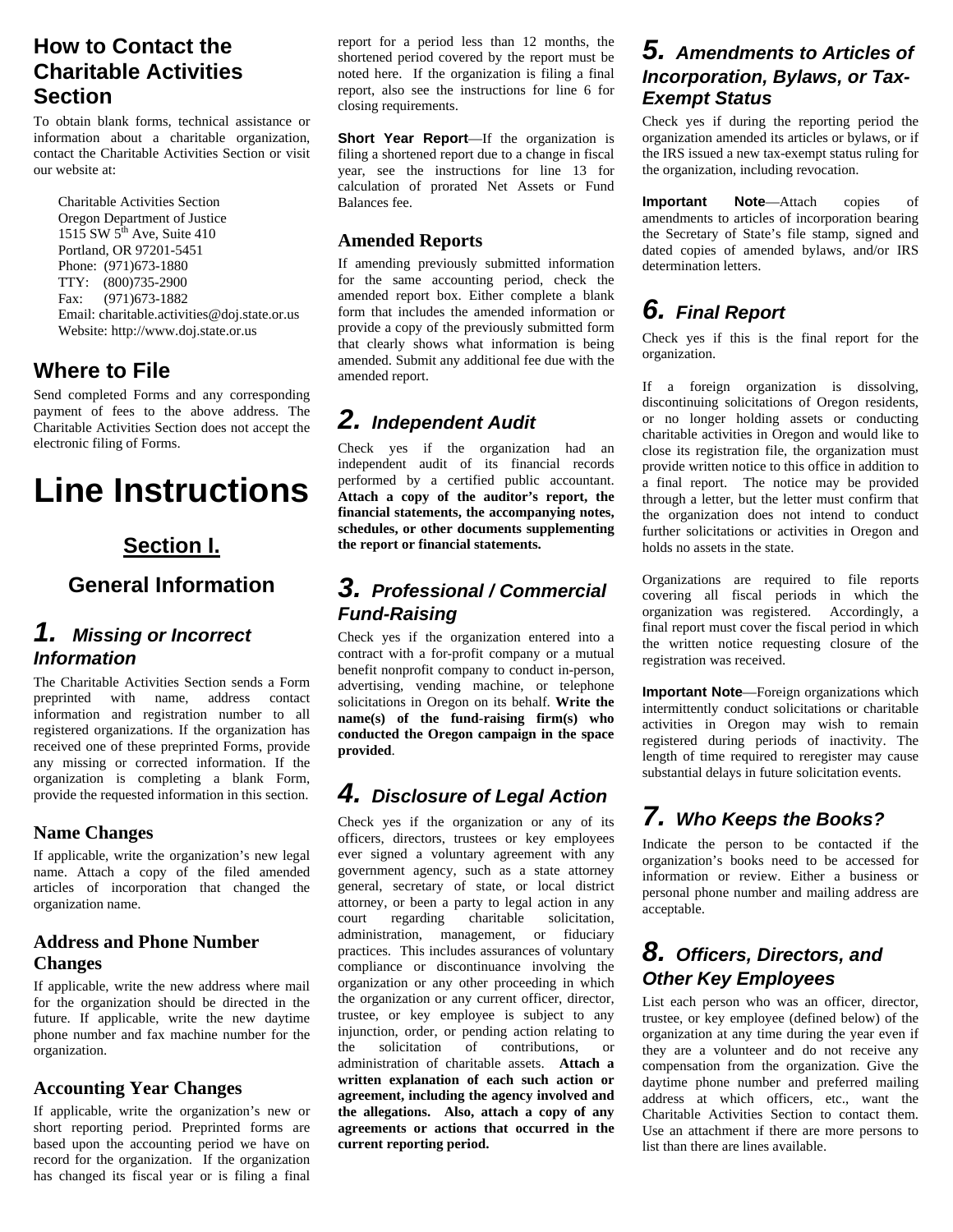## How to Contact the Charitable Activities Section

To obtain blank forms, technical assistance or information about a charitable organization, contact the Charitable Activities Section or visit our website at:

Charitable Activities Section
Oregon Department of Justice
1515 SW 5th Ave, Suite 410
Portland, OR 97201-5451
Phone: (971)673-1880
TTY: (800)735-2900
Fax: (971)673-1882
Email: charitable.activities@doj.state.or.us
Website: http://www.doj.state.or.us

## Where to File

Send completed Forms and any corresponding payment of fees to the above address. The Charitable Activities Section does not accept the electronic filing of Forms.

# Line Instructions

## Section I.

## General Information

### 1. *Missing or Incorrect Information*

The Charitable Activities Section sends a Form preprinted with name, address contact information and registration number to all registered organizations. If the organization has received one of these preprinted Forms, provide any missing or corrected information. If the organization is completing a blank Form, provide the requested information in this section.

#### Name Changes

If applicable, write the organization's new legal name. Attach a copy of the filed amended articles of incorporation that changed the organization name.

#### Address and Phone Number Changes

If applicable, write the new address where mail for the organization should be directed in the future. If applicable, write the new daytime phone number and fax machine number for the organization.

#### Accounting Year Changes

If applicable, write the organization's new or short reporting period. Preprinted forms are based upon the accounting period we have on record for the organization. If the organization has changed its fiscal year or is filing a final report for a period less than 12 months, the shortened period covered by the report must be noted here. If the organization is filing a final report, also see the instructions for line 6 for closing requirements.

**Short Year Report**—If the organization is filing a shortened report due to a change in fiscal year, see the instructions for line 13 for calculation of prorated Net Assets or Fund Balances fee.

#### Amended Reports

If amending previously submitted information for the same accounting period, check the amended report box. Either complete a blank form that includes the amended information or provide a copy of the previously submitted form that clearly shows what information is being amended. Submit any additional fee due with the amended report.

### 2. *Independent Audit*

Check yes if the organization had an independent audit of its financial records performed by a certified public accountant. **Attach a copy of the auditor's report, the financial statements, the accompanying notes, schedules, or other documents supplementing the report or financial statements.**

### 3. *Professional / Commercial Fund-Raising*

Check yes if the organization entered into a contract with a for-profit company or a mutual benefit nonprofit company to conduct in-person, advertising, vending machine, or telephone solicitations in Oregon on its behalf. **Write the name(s) of the fund-raising firm(s) who conducted the Oregon campaign in the space provided**.

### 4. *Disclosure of Legal Action*

Check yes if the organization or any of its officers, directors, trustees or key employees ever signed a voluntary agreement with any government agency, such as a state attorney general, secretary of state, or local district attorney, or been a party to legal action in any court regarding charitable solicitation, administration, management, or fiduciary practices. This includes assurances of voluntary compliance or discontinuance involving the organization or any other proceeding in which the organization or any current officer, director, trustee, or key employee is subject to any injunction, order, or pending action relating to the solicitation of contributions, or administration of charitable assets. **Attach a written explanation of each such action or agreement, including the agency involved and the allegations. Also, attach a copy of any agreements or actions that occurred in the current reporting period.**

### 5. *Amendments to Articles of Incorporation, Bylaws, or Tax-Exempt Status*

Check yes if during the reporting period the organization amended its articles or bylaws, or if the IRS issued a new tax-exempt status ruling for the organization, including revocation.

**Important Note**—Attach copies of amendments to articles of incorporation bearing the Secretary of State's file stamp, signed and dated copies of amended bylaws, and/or IRS determination letters.

### 6. *Final Report*

Check yes if this is the final report for the organization.

If a foreign organization is dissolving, discontinuing solicitations of Oregon residents, or no longer holding assets or conducting charitable activities in Oregon and would like to close its registration file, the organization must provide written notice to this office in addition to a final report. The notice may be provided through a letter, but the letter must confirm that the organization does not intend to conduct further solicitations or activities in Oregon and holds no assets in the state.

Organizations are required to file reports covering all fiscal periods in which the organization was registered. Accordingly, a final report must cover the fiscal period in which the written notice requesting closure of the registration was received.

**Important Note**—Foreign organizations which intermittently conduct solicitations or charitable activities in Oregon may wish to remain registered during periods of inactivity. The length of time required to reregister may cause substantial delays in future solicitation events.

### 7. *Who Keeps the Books?*

Indicate the person to be contacted if the organization's books need to be accessed for information or review. Either a business or personal phone number and mailing address are acceptable.

### 8. *Officers, Directors, and Other Key Employees*

List each person who was an officer, director, trustee, or key employee (defined below) of the organization at any time during the year even if they are a volunteer and do not receive any compensation from the organization. Give the daytime phone number and preferred mailing address at which officers, etc., want the Charitable Activities Section to contact them. Use an attachment if there are more persons to list than there are lines available.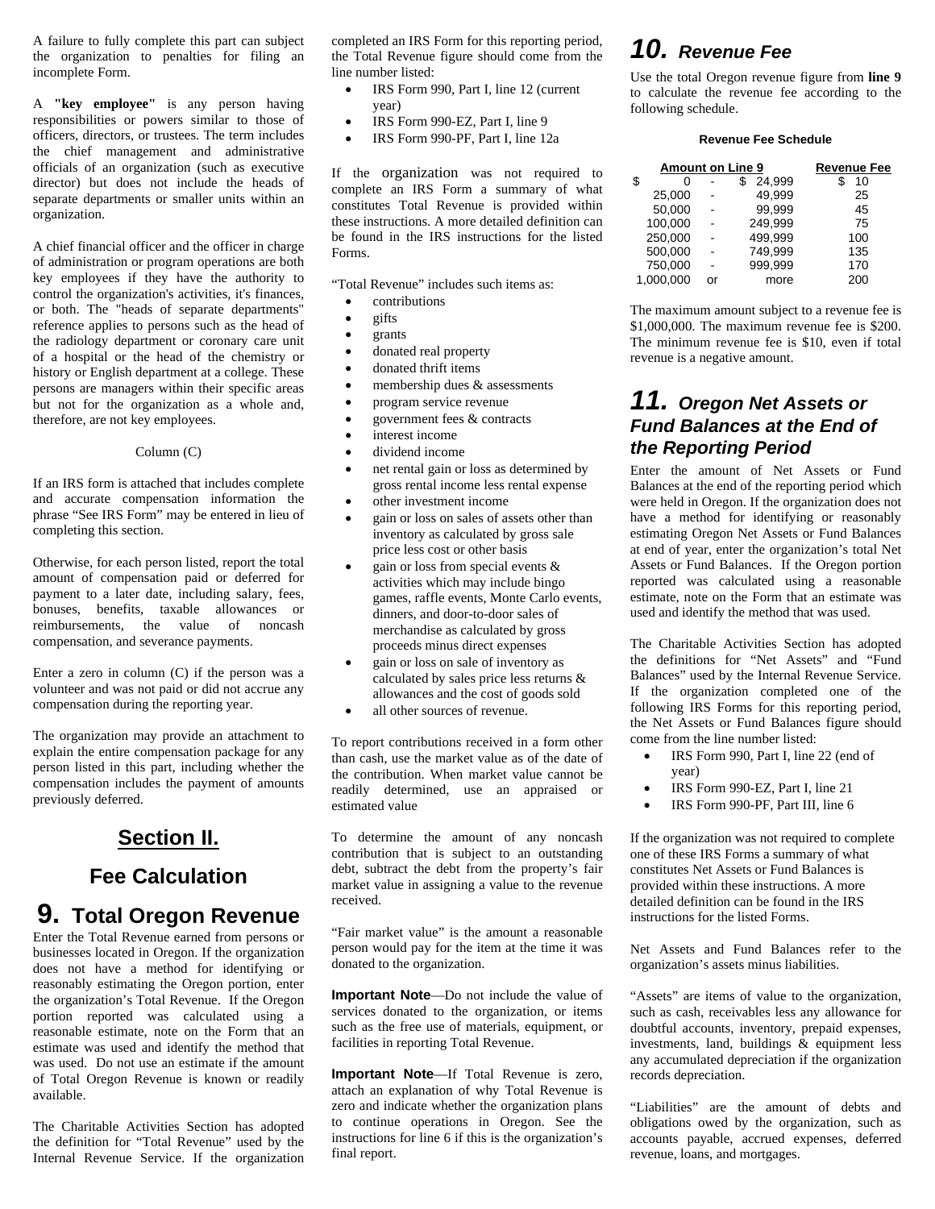A failure to fully complete this part can subject the organization to penalties for filing an incomplete Form.

A **"key employee"** is any person having responsibilities or powers similar to those of officers, directors, or trustees. The term includes the chief management and administrative officials of an organization (such as executive director) but does not include the heads of separate departments or smaller units within an organization.

A chief financial officer and the officer in charge of administration or program operations are both key employees if they have the authority to control the organization's activities, it's finances, or both. The "heads of separate departments" reference applies to persons such as the head of the radiology department or coronary care unit of a hospital or the head of the chemistry or history or English department at a college. These persons are managers within their specific areas but not for the organization as a whole and, therefore, are not key employees.

Column (C)

If an IRS form is attached that includes complete and accurate compensation information the phrase "See IRS Form" may be entered in lieu of completing this section.

Otherwise, for each person listed, report the total amount of compensation paid or deferred for payment to a later date, including salary, fees, bonuses, benefits, taxable allowances or reimbursements, the value of noncash compensation, and severance payments.

Enter a zero in column (C) if the person was a volunteer and was not paid or did not accrue any compensation during the reporting year.

The organization may provide an attachment to explain the entire compensation package for any person listed in this part, including whether the compensation includes the payment of amounts previously deferred.

## Section II.

## Fee Calculation

## 9. Total Oregon Revenue

Enter the Total Revenue earned from persons or businesses located in Oregon. If the organization does not have a method for identifying or reasonably estimating the Oregon portion, enter the organization's Total Revenue. If the Oregon portion reported was calculated using a reasonable estimate, note on the Form that an estimate was used and identify the method that was used. Do not use an estimate if the amount of Total Oregon Revenue is known or readily available.

The Charitable Activities Section has adopted the definition for "Total Revenue" used by the Internal Revenue Service. If the organization completed an IRS Form for this reporting period, the Total Revenue figure should come from the line number listed:

- IRS Form 990, Part I, line 12 (current year)
- IRS Form 990-EZ, Part I, line 9
- IRS Form 990-PF, Part I, line 12a

If the organization was not required to complete an IRS Form a summary of what constitutes Total Revenue is provided within these instructions. A more detailed definition can be found in the IRS instructions for the listed Forms.

"Total Revenue" includes such items as:

- contributions
- gifts
- grants
- donated real property
- donated thrift items
- membership dues & assessments
- program service revenue
- government fees & contracts
- interest income
- dividend income
- net rental gain or loss as determined by gross rental income less rental expense
- other investment income
- gain or loss on sales of assets other than inventory as calculated by gross sale price less cost or other basis
- gain or loss from special events & activities which may include bingo games, raffle events, Monte Carlo events, dinners, and door-to-door sales of merchandise as calculated by gross proceeds minus direct expenses
- gain or loss on sale of inventory as calculated by sales price less returns & allowances and the cost of goods sold
- all other sources of revenue.

To report contributions received in a form other than cash, use the market value as of the date of the contribution. When market value cannot be readily determined, use an appraised or estimated value

To determine the amount of any noncash contribution that is subject to an outstanding debt, subtract the debt from the property's fair market value in assigning a value to the revenue received.

"Fair market value" is the amount a reasonable person would pay for the item at the time it was donated to the organization.

**Important Note**—Do not include the value of services donated to the organization, or items such as the free use of materials, equipment, or facilities in reporting Total Revenue.

**Important Note**—If Total Revenue is zero, attach an explanation of why Total Revenue is zero and indicate whether the organization plans to continue operations in Oregon. See the instructions for line 6 if this is the organization's final report.

## 10. Revenue Fee

Use the total Oregon revenue figure from **line 9** to calculate the revenue fee according to the following schedule.

**Revenue Fee Schedule**

| Amount on Line 9 | | | Revenue Fee |
|---|---|---|---|
| $ 0 | - | $ 24,999 | $ 10 |
| 25,000 | - | 49,999 | 25 |
| 50,000 | - | 99,999 | 45 |
| 100,000 | - | 249,999 | 75 |
| 250,000 | - | 499,999 | 100 |
| 500,000 | - | 749,999 | 135 |
| 750,000 | - | 999,999 | 170 |
| 1,000,000 | or | more | 200 |

The maximum amount subject to a revenue fee is $1,000,000. The maximum revenue fee is $200. The minimum revenue fee is $10, even if total revenue is a negative amount.

## 11. Oregon Net Assets or Fund Balances at the End of the Reporting Period

Enter the amount of Net Assets or Fund Balances at the end of the reporting period which were held in Oregon. If the organization does not have a method for identifying or reasonably estimating Oregon Net Assets or Fund Balances at end of year, enter the organization's total Net Assets or Fund Balances. If the Oregon portion reported was calculated using a reasonable estimate, note on the Form that an estimate was used and identify the method that was used.

The Charitable Activities Section has adopted the definitions for "Net Assets" and "Fund Balances" used by the Internal Revenue Service. If the organization completed one of the following IRS Forms for this reporting period, the Net Assets or Fund Balances figure should come from the line number listed:

- IRS Form 990, Part I, line 22 (end of year)
- IRS Form 990-EZ, Part I, line 21
- IRS Form 990-PF, Part III, line 6

If the organization was not required to complete one of these IRS Forms a summary of what constitutes Net Assets or Fund Balances is provided within these instructions. A more detailed definition can be found in the IRS instructions for the listed Forms.

Net Assets and Fund Balances refer to the organization's assets minus liabilities.

"Assets" are items of value to the organization, such as cash, receivables less any allowance for doubtful accounts, inventory, prepaid expenses, investments, land, buildings & equipment less any accumulated depreciation if the organization records depreciation.

"Liabilities" are the amount of debts and obligations owed by the organization, such as accounts payable, accrued expenses, deferred revenue, loans, and mortgages.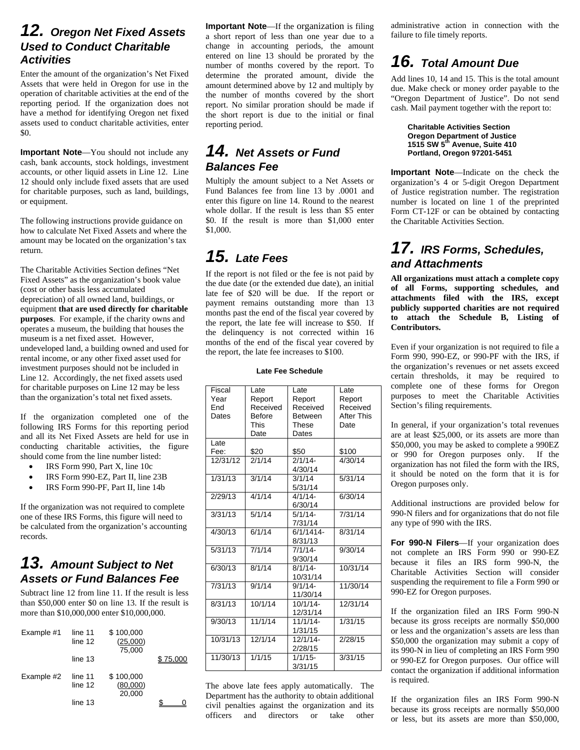## 12. *Oregon Net Fixed Assets Used to Conduct Charitable Activities*

Enter the amount of the organization's Net Fixed Assets that were held in Oregon for use in the operation of charitable activities at the end of the reporting period. If the organization does not have a method for identifying Oregon net fixed assets used to conduct charitable activities, enter $0.

**Important Note**—You should not include any cash, bank accounts, stock holdings, investment accounts, or other liquid assets in Line 12. Line 12 should only include fixed assets that are used for charitable purposes, such as land, buildings, or equipment.

The following instructions provide guidance on how to calculate Net Fixed Assets and where the amount may be located on the organization's tax return.

The Charitable Activities Section defines "Net Fixed Assets" as the organization's book value (cost or other basis less accumulated depreciation) of all owned land, buildings, or equipment **that are used directly for charitable purposes**. For example, if the charity owns and operates a museum, the building that houses the museum is a net fixed asset. However, undeveloped land, a building owned and used for rental income, or any other fixed asset used for investment purposes should not be included in Line 12. Accordingly, the net fixed assets used for charitable purposes on Line 12 may be less than the organization's total net fixed assets.

If the organization completed one of the following IRS Forms for this reporting period and all its Net Fixed Assets are held for use in conducting charitable activities, the figure should come from the line number listed:

- IRS Form 990, Part X, line 10c
- IRS Form 990-EZ, Part II, line 23B
- IRS Form 990-PF, Part II, line 14b

If the organization was not required to complete one of these IRS Forms, this figure will need to be calculated from the organization's accounting records.

## 13. *Amount Subject to Net Assets or Fund Balances Fee*

Subtract line 12 from line 11. If the result is less than $50,000 enter $0 on line 13. If the result is more than $10,000,000 enter $10,000,000.

| | | | |
|---|---|---|---|
| Example #1 | line 11 | $ 100,000 | |
| | line 12 | (25,000) | |
| | | 75,000 | |
| | line 13 | | $ 75,000 |
| Example #2 | line 11 | $ 100,000 | |
| | line 12 | (80,000) | |
| | | 20,000 | |
| | line 13 | | $ 0 |

**Important Note**—If the organization is filing a short report of less than one year due to a change in accounting periods, the amount entered on line 13 should be prorated by the number of months covered by the report. To determine the prorated amount, divide the amount determined above by 12 and multiply by the number of months covered by the short report. No similar proration should be made if the short report is due to the initial or final reporting period.

## 14. *Net Assets or Fund Balances Fee*

Multiply the amount subject to a Net Assets or Fund Balances fee from line 13 by .0001 and enter this figure on line 14. Round to the nearest whole dollar. If the result is less than $5 enter $0. If the result is more than $1,000 enter $1,000.

## 15. *Late Fees*

If the report is not filed or the fee is not paid by the due date (or the extended due date), an initial late fee of $20 will be due. If the report or payment remains outstanding more than 13 months past the end of the fiscal year covered by the report, the late fee will increase to $50. If the delinquency is not corrected within 16 months of the end of the fiscal year covered by the report, the late fee increases to $100.

**Late Fee Schedule**

| Fiscal Year End Dates | Late Report Received Before This Date | Late Report Received Between These Dates | Late Report Received After This Date |
|---|---|---|---|
| Late Fee: | $20 | $50 | $100 |
| 12/31/12 | 2/1/14 | 2/1/14-4/30/14 | 4/30/14 |
| 1/31/13 | 3/1/14 | 3/1/14 5/31/14 | 5/31/14 |
| 2/29/13 | 4/1/14 | 4/1/14-6/30/14 | 6/30/14 |
| 3/31/13 | 5/1/14 | 5/1/14-7/31/14 | 7/31/14 |
| 4/30/13 | 6/1/14 | 6/1/1414-8/31/13 | 8/31/14 |
| 5/31/13 | 7/1/14 | 7/1/14-9/30/14 | 9/30/14 |
| 6/30/13 | 8/1/14 | 8/1/14-10/31/14 | 10/31/14 |
| 7/31/13 | 9/1/14 | 9/1/14-11/30/14 | 11/30/14 |
| 8/31/13 | 10/1/14 | 10/1/14-12/31/14 | 12/31/14 |
| 9/30/13 | 11/1/14 | 11/1/14-1/31/15 | 1/31/15 |
| 10/31/13 | 12/1/14 | 12/1/14-2/28/15 | 2/28/15 |
| 11/30/13 | 1/1/15 | 1/1/15-3/31/15 | 3/31/15 |

The above late fees apply automatically. The Department has the authority to obtain additional civil penalties against the organization and its officers and directors or take other administrative action in connection with the failure to file timely reports.

## 16. *Total Amount Due*

Add lines 10, 14 and 15. This is the total amount due. Make check or money order payable to the "Oregon Department of Justice". Do not send cash. Mail payment together with the report to:

> **Charitable Activities Section**
> **Oregon Department of Justice**
> **1515 SW 5th Avenue, Suite 410**
> **Portland, Oregon 97201-5451**

**Important Note**—Indicate on the check the organization's 4 or 5-digit Oregon Department of Justice registration number. The registration number is located on line 1 of the preprinted Form CT-12F or can be obtained by contacting the Charitable Activities Section.

## 17. *IRS Forms, Schedules, and Attachments*

**All organizations must attach a complete copy of all Forms, supporting schedules, and attachments filed with the IRS, except publicly supported charities are not required to attach the Schedule B, Listing of Contributors.**

Even if your organization is not required to file a Form 990, 990-EZ, or 990-PF with the IRS, if the organization's revenues or net assets exceed certain thresholds, it may be required to complete one of these forms for Oregon purposes to meet the Charitable Activities Section's filing requirements.

In general, if your organization's total revenues are at least $25,000, or its assets are more than $50,000, you may be asked to complete a 990EZ or 990 for Oregon purposes only. If the organization has not filed the form with the IRS, it should be noted on the form that it is for Oregon purposes only.

Additional instructions are provided below for 990-N filers and for organizations that do not file any type of 990 with the IRS.

**For 990-N Filers**—If your organization does not complete an IRS Form 990 or 990-EZ because it files an IRS form 990-N, the Charitable Activities Section will consider suspending the requirement to file a Form 990 or 990-EZ for Oregon purposes.

If the organization filed an IRS Form 990-N because its gross receipts are normally $50,000 or less and the organization's assets are less than $50,000 the organization may submit a copy of its 990-N in lieu of completing an IRS Form 990 or 990-EZ for Oregon purposes. Our office will contact the organization if additional information is required.

If the organization files an IRS Form 990-N because its gross receipts are normally $50,000 or less, but its assets are more than $50,000,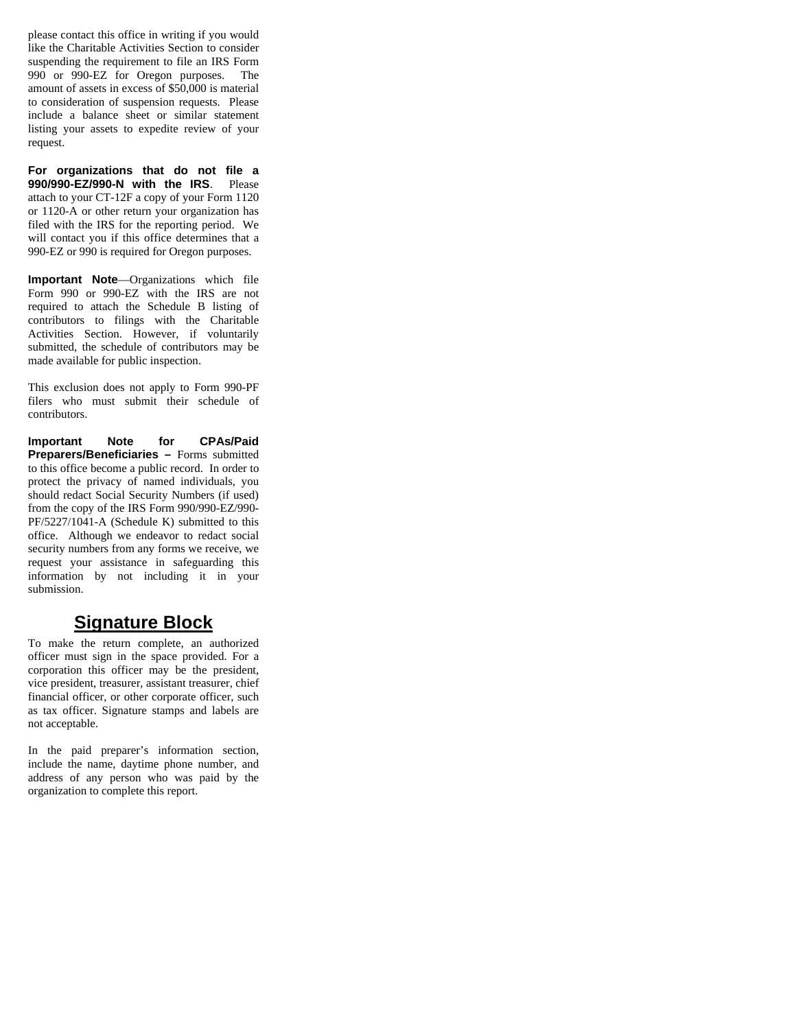please contact this office in writing if you would like the Charitable Activities Section to consider suspending the requirement to file an IRS Form 990 or 990-EZ for Oregon purposes. The amount of assets in excess of $50,000 is material to consideration of suspension requests. Please include a balance sheet or similar statement listing your assets to expedite review of your request.

**For organizations that do not file a 990/990-EZ/990-N with the IRS**. Please attach to your CT-12F a copy of your Form 1120 or 1120-A or other return your organization has filed with the IRS for the reporting period. We will contact you if this office determines that a 990-EZ or 990 is required for Oregon purposes.

**Important Note**—Organizations which file Form 990 or 990-EZ with the IRS are not required to attach the Schedule B listing of contributors to filings with the Charitable Activities Section. However, if voluntarily submitted, the schedule of contributors may be made available for public inspection.

This exclusion does not apply to Form 990-PF filers who must submit their schedule of contributors.

**Important Note for CPAs/Paid Preparers/Beneficiaries –** Forms submitted to this office become a public record. In order to protect the privacy of named individuals, you should redact Social Security Numbers (if used) from the copy of the IRS Form 990/990-EZ/990-PF/5227/1041-A (Schedule K) submitted to this office. Although we endeavor to redact social security numbers from any forms we receive, we request your assistance in safeguarding this information by not including it in your submission.

## Signature Block

To make the return complete, an authorized officer must sign in the space provided. For a corporation this officer may be the president, vice president, treasurer, assistant treasurer, chief financial officer, or other corporate officer, such as tax officer. Signature stamps and labels are not acceptable.

In the paid preparer's information section, include the name, daytime phone number, and address of any person who was paid by the organization to complete this report.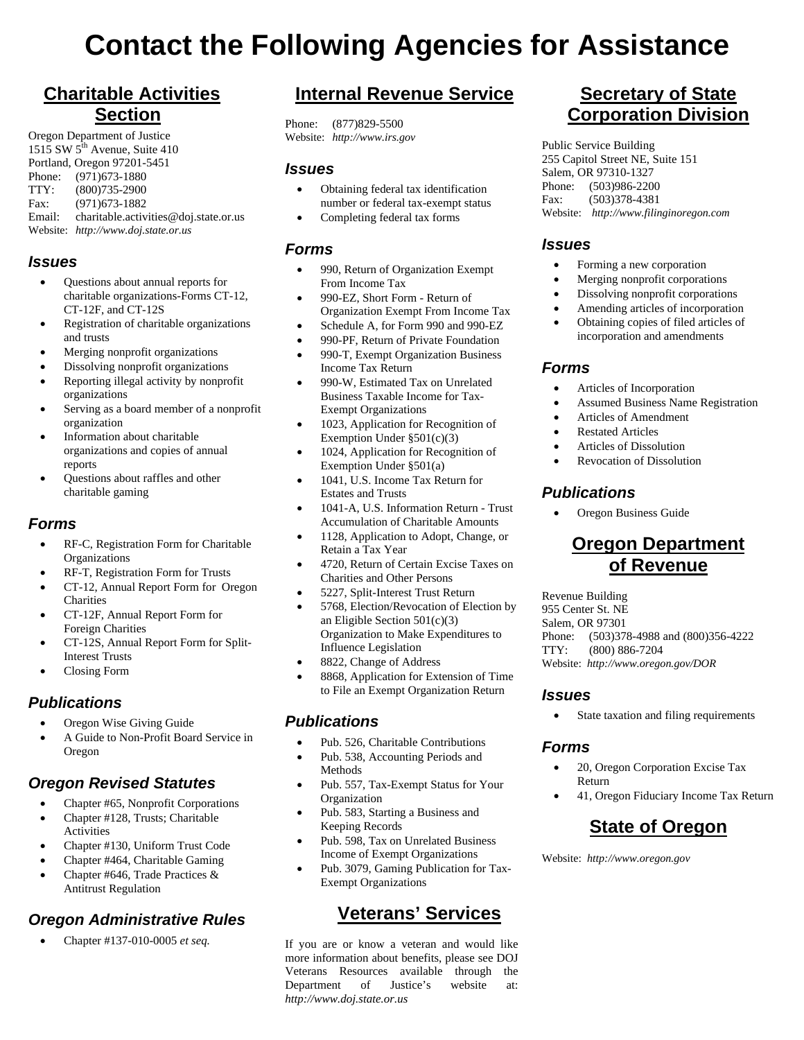# Contact the Following Agencies for Assistance

## Charitable Activities Section

Oregon Department of Justice
1515 SW 5th Avenue, Suite 410
Portland, Oregon 97201-5451
Phone: (971)673-1880
TTY: (800)735-2900
Fax: (971)673-1882
Email: charitable.activities@doj.state.or.us
Website: *http://www.doj.state.or.us*

### Issues

- Questions about annual reports for charitable organizations-Forms CT-12, CT-12F, and CT-12S
- Registration of charitable organizations and trusts
- Merging nonprofit organizations
- Dissolving nonprofit organizations
- Reporting illegal activity by nonprofit organizations
- Serving as a board member of a nonprofit organization
- Information about charitable organizations and copies of annual reports
- Questions about raffles and other charitable gaming

### Forms

- RF-C, Registration Form for Charitable Organizations
- RF-T, Registration Form for Trusts
- CT-12, Annual Report Form for Oregon Charities
- CT-12F, Annual Report Form for Foreign Charities
- CT-12S, Annual Report Form for Split-Interest Trusts
- Closing Form

### Publications

- Oregon Wise Giving Guide
- A Guide to Non-Profit Board Service in Oregon

### Oregon Revised Statutes

- Chapter #65, Nonprofit Corporations
- Chapter #128, Trusts; Charitable Activities
- Chapter #130, Uniform Trust Code
- Chapter #464, Charitable Gaming
- Chapter #646, Trade Practices & Antitrust Regulation

### Oregon Administrative Rules

- Chapter #137-010-0005 *et seq.*

## Internal Revenue Service

Phone: (877)829-5500
Website: *http://www.irs.gov*

### Issues

- Obtaining federal tax identification number or federal tax-exempt status
- Completing federal tax forms

### Forms

- 990, Return of Organization Exempt From Income Tax
- 990-EZ, Short Form - Return of Organization Exempt From Income Tax
- Schedule A, for Form 990 and 990-EZ
- 990-PF, Return of Private Foundation
- 990-T, Exempt Organization Business Income Tax Return
- 990-W, Estimated Tax on Unrelated Business Taxable Income for Tax-Exempt Organizations
- 1023, Application for Recognition of Exemption Under §501(c)(3)
- 1024, Application for Recognition of Exemption Under §501(a)
- 1041, U.S. Income Tax Return for Estates and Trusts
- 1041-A, U.S. Information Return - Trust Accumulation of Charitable Amounts
- 1128, Application to Adopt, Change, or Retain a Tax Year
- 4720, Return of Certain Excise Taxes on Charities and Other Persons
- 5227, Split-Interest Trust Return
- 5768, Election/Revocation of Election by an Eligible Section 501(c)(3) Organization to Make Expenditures to Influence Legislation
- 8822, Change of Address
- 8868, Application for Extension of Time to File an Exempt Organization Return

### Publications

- Pub. 526, Charitable Contributions
- Pub. 538, Accounting Periods and Methods
- Pub. 557, Tax-Exempt Status for Your Organization
- Pub. 583, Starting a Business and Keeping Records
- Pub. 598, Tax on Unrelated Business Income of Exempt Organizations
- Pub. 3079, Gaming Publication for Tax-Exempt Organizations

## Veterans' Services

If you are or know a veteran and would like more information about benefits, please see DOJ Veterans Resources available through the Department of Justice's website at: *http://www.doj.state.or.us*

## Secretary of State Corporation Division

Public Service Building
255 Capitol Street NE, Suite 151
Salem, OR 97310-1327
Phone: (503)986-2200
Fax: (503)378-4381
Website: *http://www.filinginoregon.com*

### Issues

- Forming a new corporation
- Merging nonprofit corporations
- Dissolving nonprofit corporations
- Amending articles of incorporation
- Obtaining copies of filed articles of incorporation and amendments

### Forms

- Articles of Incorporation
- Assumed Business Name Registration
- Articles of Amendment
- Restated Articles
- Articles of Dissolution
- Revocation of Dissolution

### Publications

- Oregon Business Guide

## Oregon Department of Revenue

Revenue Building
955 Center St. NE
Salem, OR 97301
Phone: (503)378-4988 and (800)356-4222
TTY: (800) 886-7204
Website: *http://www.oregon.gov/DOR*

### Issues

- State taxation and filing requirements

### Forms

- 20, Oregon Corporation Excise Tax Return
- 41, Oregon Fiduciary Income Tax Return

## State of Oregon

Website: *http://www.oregon.gov*